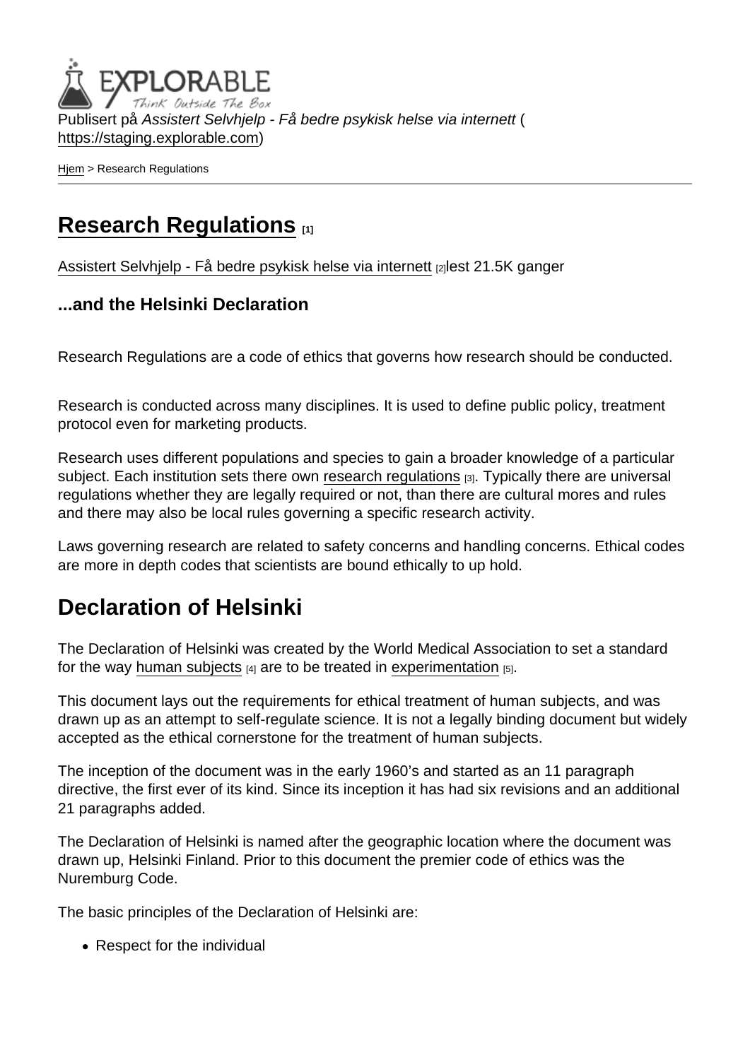Publisert på *Assistert Selvhjelp - Få bedre psykisk helse via internett* (https://staging.explorable.com)

Hjem > Research Regulations

# Research Regulations [1]

Assistert Selvhjelp - Få bedre psykisk helse via internett [2]lest 21.5K ganger

### ...and the Helsinki Declaration

Research Regulations are a code of ethics that governs how research should be conducted.

Research is conducted across many disciplines. It is used to define public policy, treatment protocol even for marketing products.

Research uses different populations and species to gain a broader knowledge of a particular subject. Each institution sets there own research regulations [3]. Typically there are universal regulations whether they are legally required or not, than there are cultural mores and rules and there may also be local rules governing a specific research activity.

Laws governing research are related to safety concerns and handling concerns. Ethical codes are more in depth codes that scientists are bound ethically to up hold.

## Declaration of Helsinki

The Declaration of Helsinki was created by the World Medical Association to set a standard for the way human subjects [4] are to be treated in experimentation [5].

This document lays out the requirements for ethical treatment of human subjects, and was drawn up as an attempt to self-regulate science. It is not a legally binding document but widely accepted as the ethical cornerstone for the treatment of human subjects.

The inception of the document was in the early 1960's and started as an 11 paragraph directive, the first ever of its kind. Since its inception it has had six revisions and an additional 21 paragraphs added.

The Declaration of Helsinki is named after the geographic location where the document was drawn up, Helsinki Finland. Prior to this document the premier code of ethics was the Nuremburg Code.

The basic principles of the Declaration of Helsinki are:

- Respect for the individual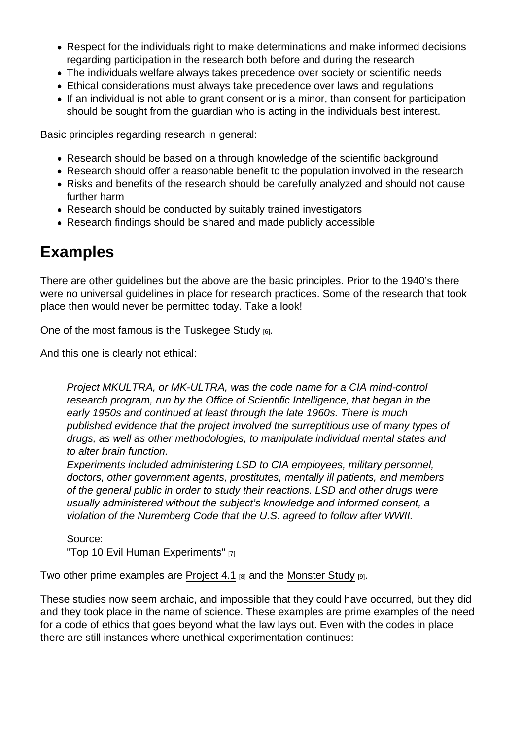- Respect for the individuals right to make determinations and make informed decisions regarding participation in the research both before and during the research
- The individuals welfare always takes precedence over society or scientific needs
- Ethical considerations must always take precedence over laws and regulations
- If an individual is not able to grant consent or is a minor, than consent for participation should be sought from the guardian who is acting in the individuals best interest.

Basic principles regarding research in general:

- Research should be based on a through knowledge of the scientific background
- Research should offer a reasonable benefit to the population involved in the research
- Risks and benefits of the research should be carefully analyzed and should not cause further harm
- Research should be conducted by suitably trained investigators
- Research findings should be shared and made publicly accessible

## Examples

There are other guidelines but the above are the basic principles. Prior to the 1940's there were no universal guidelines in place for research practices. Some of the research that took place then would never be permitted today. Take a look!

One of the most famous is the Tuskegee Study [6].

And this one is clearly not ethical:

> *Project MKULTRA, or MK-ULTRA, was the code name for a CIA mind-control research program, run by the Office of Scientific Intelligence, that began in the early 1950s and continued at least through the late 1960s. There is much published evidence that the project involved the surreptitious use of many types of drugs, as well as other methodologies, to manipulate individual mental states and to alter brain function.*
> *Experiments included administering LSD to CIA employees, military personnel, doctors, other government agents, prostitutes, mentally ill patients, and members of the general public in order to study their reactions. LSD and other drugs were usually administered without the subject's knowledge and informed consent, a violation of the Nuremberg Code that the U.S. agreed to follow after WWII.*
>
> Source:
> "Top 10 Evil Human Experiments" [7]

Two other prime examples are Project 4.1 [8] and the Monster Study [9].

These studies now seem archaic, and impossible that they could have occurred, but they did and they took place in the name of science. These examples are prime examples of the need for a code of ethics that goes beyond what the law lays out. Even with the codes in place there are still instances where unethical experimentation continues: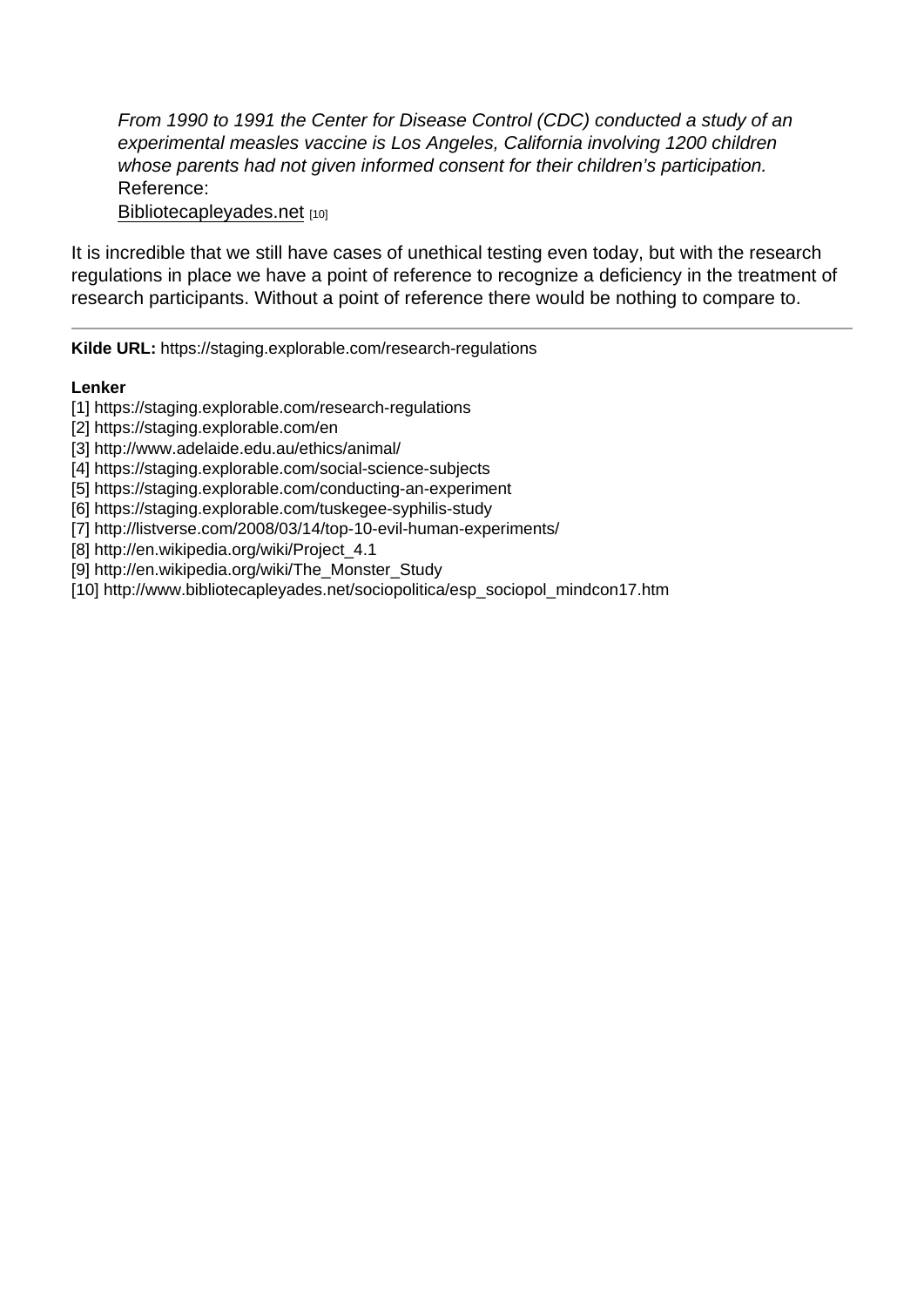> *From 1990 to 1991 the Center for Disease Control (CDC) conducted a study of an experimental measles vaccine is Los Angeles, California involving 1200 children whose parents had not given informed consent for their children's participation.*
> Reference:
> [Bibliotecapleyades.net](http://www.bibliotecapleyades.net/sociopolitica/esp_sociopol_mindcon17.htm) [10]

It is incredible that we still have cases of unethical testing even today, but with the research regulations in place we have a point of reference to recognize a deficiency in the treatment of research participants. Without a point of reference there would be nothing to compare to.

---

**Kilde URL:** https://staging.explorable.com/research-regulations

**Lenker**
[1] https://staging.explorable.com/research-regulations
[2] https://staging.explorable.com/en
[3] http://www.adelaide.edu.au/ethics/animal/
[4] https://staging.explorable.com/social-science-subjects
[5] https://staging.explorable.com/conducting-an-experiment
[6] https://staging.explorable.com/tuskegee-syphilis-study
[7] http://listverse.com/2008/03/14/top-10-evil-human-experiments/
[8] http://en.wikipedia.org/wiki/Project_4.1
[9] http://en.wikipedia.org/wiki/The_Monster_Study
[10] http://www.bibliotecapleyades.net/sociopolitica/esp_sociopol_mindcon17.htm